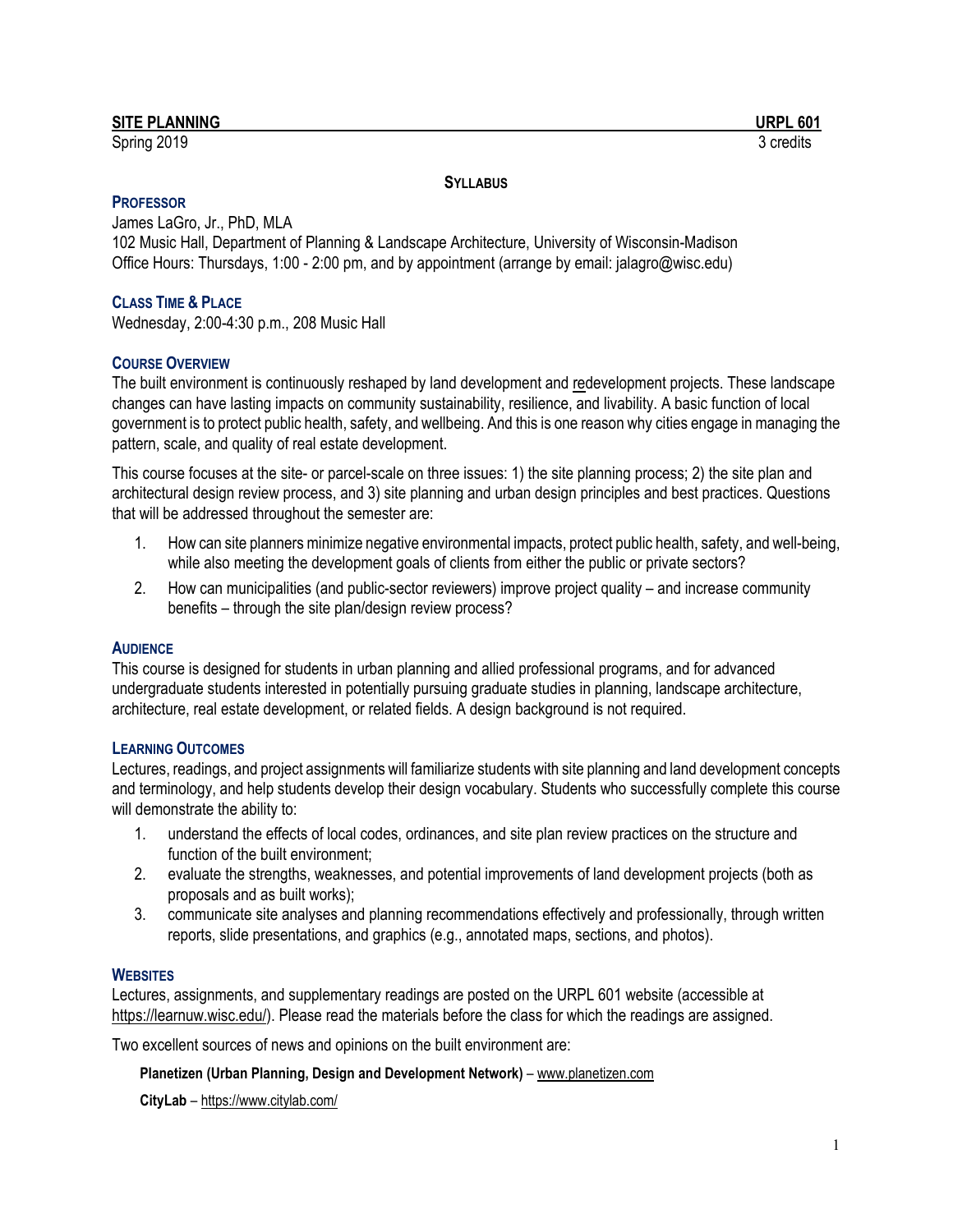**SITE PLANNING** **URPL 601**

Spring 2019 3 credits

## SYLLABUS

### PROFESSOR

James LaGro, Jr., PhD, MLA
102 Music Hall, Department of Planning & Landscape Architecture, University of Wisconsin-Madison
Office Hours: Thursdays, 1:00 - 2:00 pm, and by appointment (arrange by email: jalagro@wisc.edu)

### CLASS TIME & PLACE

Wednesday, 2:00-4:30 p.m., 208 Music Hall

### COURSE OVERVIEW

The built environment is continuously reshaped by land development and redevelopment projects. These landscape changes can have lasting impacts on community sustainability, resilience, and livability. A basic function of local government is to protect public health, safety, and wellbeing. And this is one reason why cities engage in managing the pattern, scale, and quality of real estate development.

This course focuses at the site- or parcel-scale on three issues: 1) the site planning process; 2) the site plan and architectural design review process, and 3) site planning and urban design principles and best practices. Questions that will be addressed throughout the semester are:

1. How can site planners minimize negative environmental impacts, protect public health, safety, and well-being, while also meeting the development goals of clients from either the public or private sectors?
2. How can municipalities (and public-sector reviewers) improve project quality – and increase community benefits – through the site plan/design review process?

### AUDIENCE

This course is designed for students in urban planning and allied professional programs, and for advanced undergraduate students interested in potentially pursuing graduate studies in planning, landscape architecture, architecture, real estate development, or related fields. A design background is not required.

### LEARNING OUTCOMES

Lectures, readings, and project assignments will familiarize students with site planning and land development concepts and terminology, and help students develop their design vocabulary. Students who successfully complete this course will demonstrate the ability to:

1. understand the effects of local codes, ordinances, and site plan review practices on the structure and function of the built environment;
2. evaluate the strengths, weaknesses, and potential improvements of land development projects (both as proposals and as built works);
3. communicate site analyses and planning recommendations effectively and professionally, through written reports, slide presentations, and graphics (e.g., annotated maps, sections, and photos).

### WEBSITES

Lectures, assignments, and supplementary readings are posted on the URPL 601 website (accessible at https://learnuw.wisc.edu/). Please read the materials before the class for which the readings are assigned.

Two excellent sources of news and opinions on the built environment are:

**Planetizen (Urban Planning, Design and Development Network)** – www.planetizen.com

**CityLab** – https://www.citylab.com/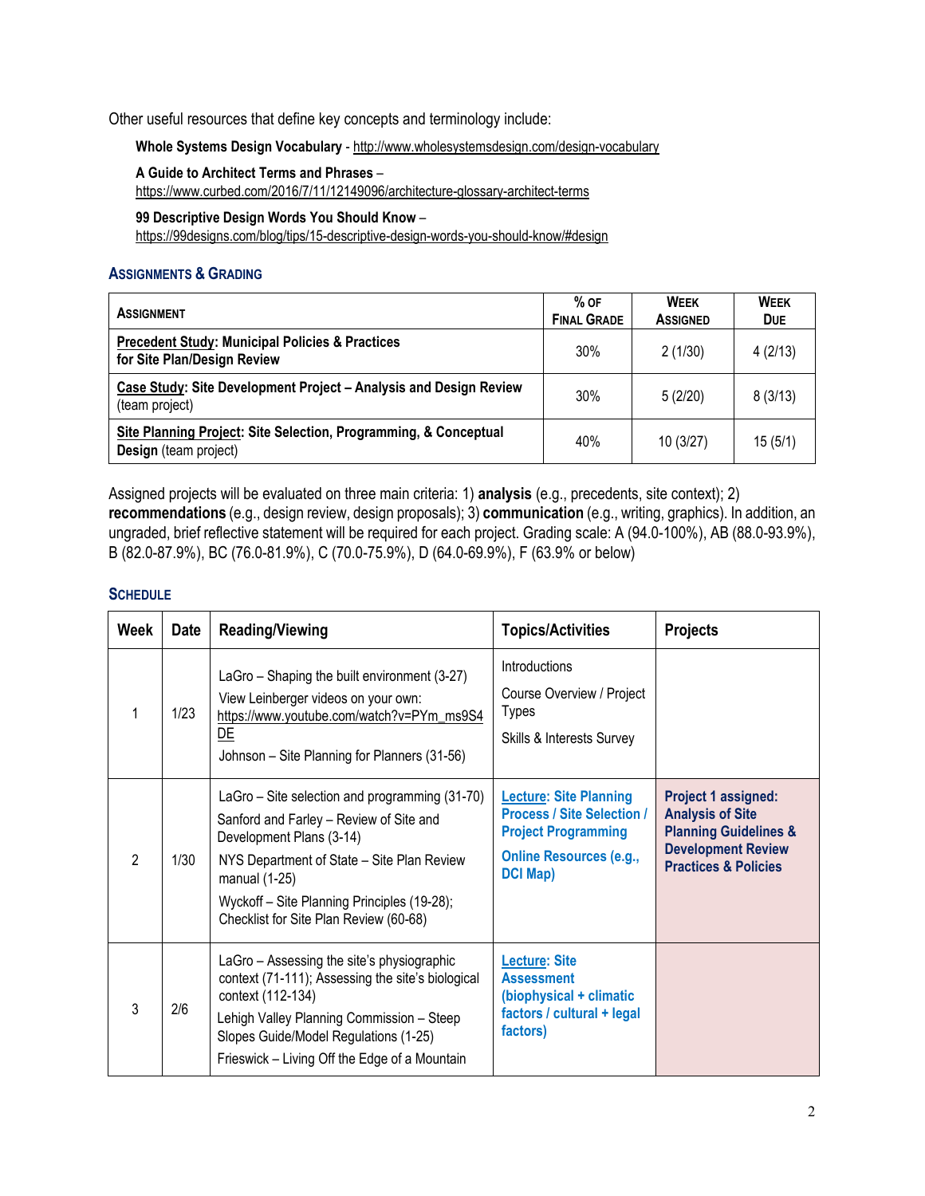Other useful resources that define key concepts and terminology include:

**Whole Systems Design Vocabulary** - http://www.wholesystemsdesign.com/design-vocabulary

**A Guide to Architect Terms and Phrases** – https://www.curbed.com/2016/7/11/12149096/architecture-glossary-architect-terms

**99 Descriptive Design Words You Should Know** – https://99designs.com/blog/tips/15-descriptive-design-words-you-should-know/#design

### ASSIGNMENTS & GRADING

| ASSIGNMENT | % OF FINAL GRADE | WEEK ASSIGNED | WEEK DUE |
|---|---|---|---|
| **Precedent Study: Municipal Policies & Practices for Site Plan/Design Review** | 30% | 2 (1/30) | 4 (2/13) |
| **Case Study: Site Development Project – Analysis and Design Review** (team project) | 30% | 5 (2/20) | 8 (3/13) |
| **Site Planning Project: Site Selection, Programming, & Conceptual Design** (team project) | 40% | 10 (3/27) | 15 (5/1) |

Assigned projects will be evaluated on three main criteria: 1) **analysis** (e.g., precedents, site context); 2) **recommendations** (e.g., design review, design proposals); 3) **communication** (e.g., writing, graphics). In addition, an ungraded, brief reflective statement will be required for each project. Grading scale: A (94.0-100%), AB (88.0-93.9%), B (82.0-87.9%), BC (76.0-81.9%), C (70.0-75.9%), D (64.0-69.9%), F (63.9% or below)

### SCHEDULE

| Week | Date | Reading/Viewing | Topics/Activities | Projects |
|---|---|---|---|---|
| 1 | 1/23 | LaGro – Shaping the built environment (3-27)<br>View Leinberger videos on your own: https://www.youtube.com/watch?v=PYm_ms9S4DE<br>Johnson – Site Planning for Planners (31-56) | Introductions<br>Course Overview / Project Types<br>Skills & Interests Survey | |
| 2 | 1/30 | LaGro – Site selection and programming (31-70)<br>Sanford and Farley – Review of Site and Development Plans (3-14)<br>NYS Department of State – Site Plan Review manual (1-25)<br>Wyckoff – Site Planning Principles (19-28); Checklist for Site Plan Review (60-68) | **Lecture: Site Planning Process / Site Selection / Project Programming**<br>**Online Resources (e.g., DCI Map)** | **Project 1 assigned: Analysis of Site Planning Guidelines & Development Review Practices & Policies** |
| 3 | 2/6 | LaGro – Assessing the site's physiographic context (71-111); Assessing the site's biological context (112-134)<br>Lehigh Valley Planning Commission – Steep Slopes Guide/Model Regulations (1-25)<br>Frieswick – Living Off the Edge of a Mountain | **Lecture: Site Assessment (biophysical + climatic factors / cultural + legal factors)** | |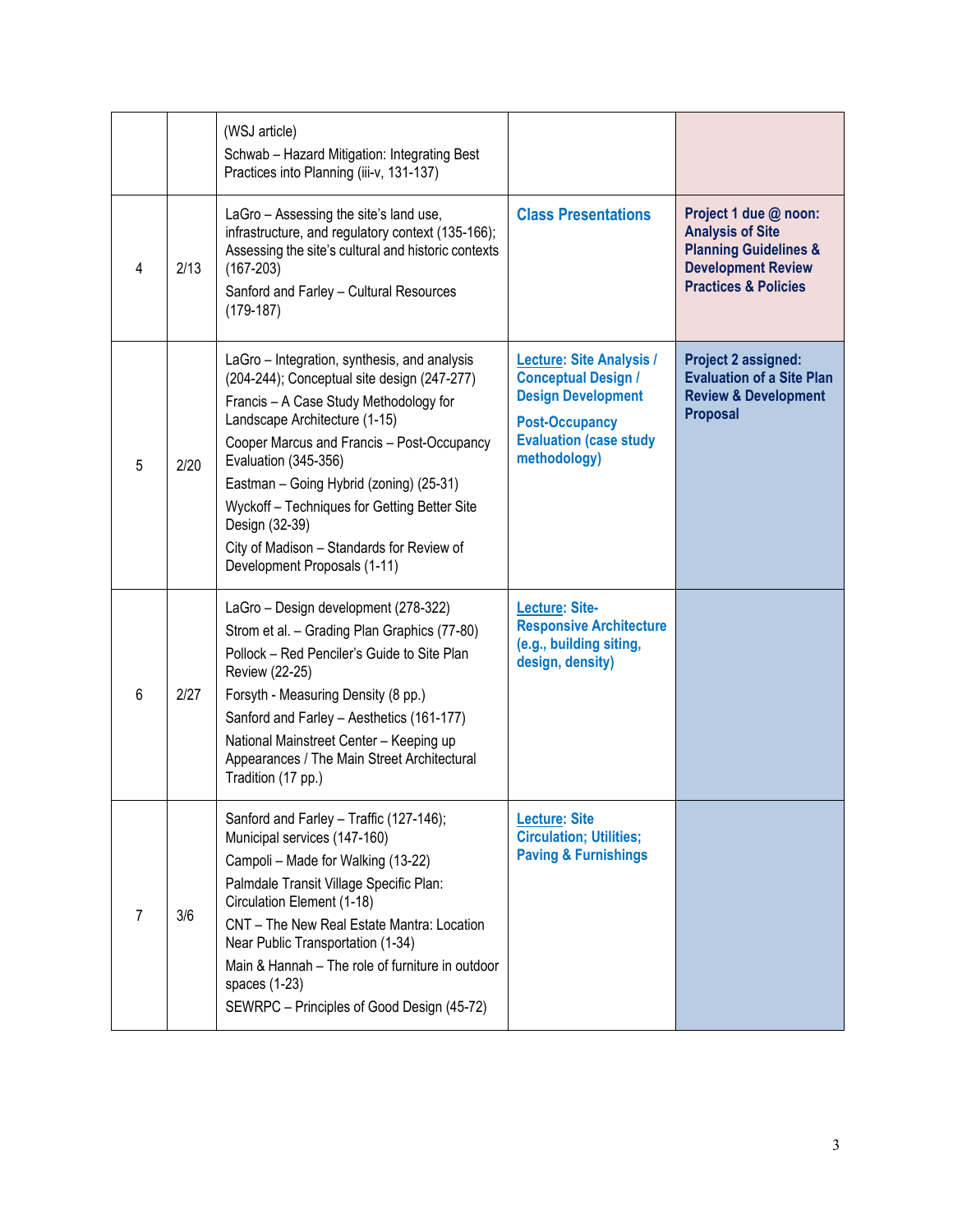| | | | | |
|---|---|---|---|---|
| | | (WSJ article)<br>Schwab – Hazard Mitigation: Integrating Best Practices into Planning (iii-v, 131-137) | | |
| 4 | 2/13 | LaGro – Assessing the site's land use, infrastructure, and regulatory context (135-166); Assessing the site's cultural and historic contexts (167-203)<br>Sanford and Farley – Cultural Resources (179-187) | **Class Presentations** | **Project 1 due @ noon: Analysis of Site Planning Guidelines & Development Review Practices & Policies** |
| 5 | 2/20 | LaGro – Integration, synthesis, and analysis (204-244); Conceptual site design (247-277)<br>Francis – A Case Study Methodology for Landscape Architecture (1-15)<br>Cooper Marcus and Francis – Post-Occupancy Evaluation (345-356)<br>Eastman – Going Hybrid (zoning) (25-31)<br>Wyckoff – Techniques for Getting Better Site Design (32-39)<br>City of Madison – Standards for Review of Development Proposals (1-11) | **Lecture: Site Analysis / Conceptual Design / Design Development**<br>**Post-Occupancy Evaluation (case study methodology)** | **Project 2 assigned: Evaluation of a Site Plan Review & Development Proposal** |
| 6 | 2/27 | LaGro – Design development (278-322)<br>Strom et al. – Grading Plan Graphics (77-80)<br>Pollock – Red Penciler's Guide to Site Plan Review (22-25)<br>Forsyth - Measuring Density (8 pp.)<br>Sanford and Farley – Aesthetics (161-177)<br>National Mainstreet Center – Keeping up Appearances / The Main Street Architectural Tradition (17 pp.) | **Lecture: Site-Responsive Architecture (e.g., building siting, design, density)** | |
| 7 | 3/6 | Sanford and Farley – Traffic (127-146); Municipal services (147-160)<br>Campoli – Made for Walking (13-22)<br>Palmdale Transit Village Specific Plan: Circulation Element (1-18)<br>CNT – The New Real Estate Mantra: Location Near Public Transportation (1-34)<br>Main & Hannah – The role of furniture in outdoor spaces (1-23)<br>SEWRPC – Principles of Good Design (45-72) | **Lecture: Site Circulation; Utilities; Paving & Furnishings** | |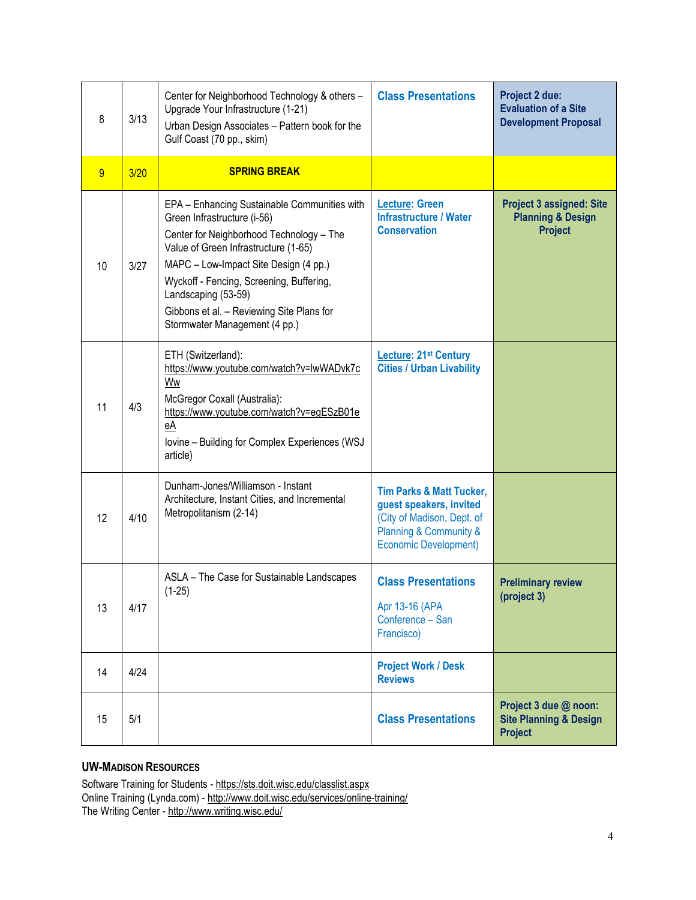| | | | | |
|---|---|---|---|---|
| 8 | 3/13 | Center for Neighborhood Technology & others – Upgrade Your Infrastructure (1-21)<br>Urban Design Associates – Pattern book for the Gulf Coast (70 pp., skim) | **Class Presentations** | **Project 2 due: Evaluation of a Site Development Proposal** |
| 9 | 3/20 | **SPRING BREAK** | | |
| 10 | 3/27 | EPA – Enhancing Sustainable Communities with Green Infrastructure (i-56)<br>Center for Neighborhood Technology – The Value of Green Infrastructure (1-65)<br>MAPC – Low-Impact Site Design (4 pp.)<br>Wyckoff - Fencing, Screening, Buffering, Landscaping (53-59)<br>Gibbons et al. – Reviewing Site Plans for Stormwater Management (4 pp.) | **Lecture: Green Infrastructure / Water Conservation** | **Project 3 assigned: Site Planning & Design Project** |
| 11 | 4/3 | ETH (Switzerland): https://www.youtube.com/watch?v=lwWADvk7cWw<br>McGregor Coxall (Australia): https://www.youtube.com/watch?v=eqESzB01eeA<br>Iovine – Building for Complex Experiences (WSJ article) | **Lecture: 21st Century Cities / Urban Livability** | |
| 12 | 4/10 | Dunham-Jones/Williamson - Instant Architecture, Instant Cities, and Incremental Metropolitanism (2-14) | **Tim Parks & Matt Tucker, guest speakers, invited** (City of Madison, Dept. of Planning & Community & Economic Development) | |
| 13 | 4/17 | ASLA – The Case for Sustainable Landscapes (1-25) | **Class Presentations**<br>Apr 13-16 (APA Conference – San Francisco) | **Preliminary review (project 3)** |
| 14 | 4/24 | | **Project Work / Desk Reviews** | |
| 15 | 5/1 | | **Class Presentations** | **Project 3 due @ noon: Site Planning & Design Project** |

## UW-Madison Resources

Software Training for Students - https://sts.doit.wisc.edu/classlist.aspx
Online Training (Lynda.com) - http://www.doit.wisc.edu/services/online-training/
The Writing Center - http://www.writing.wisc.edu/